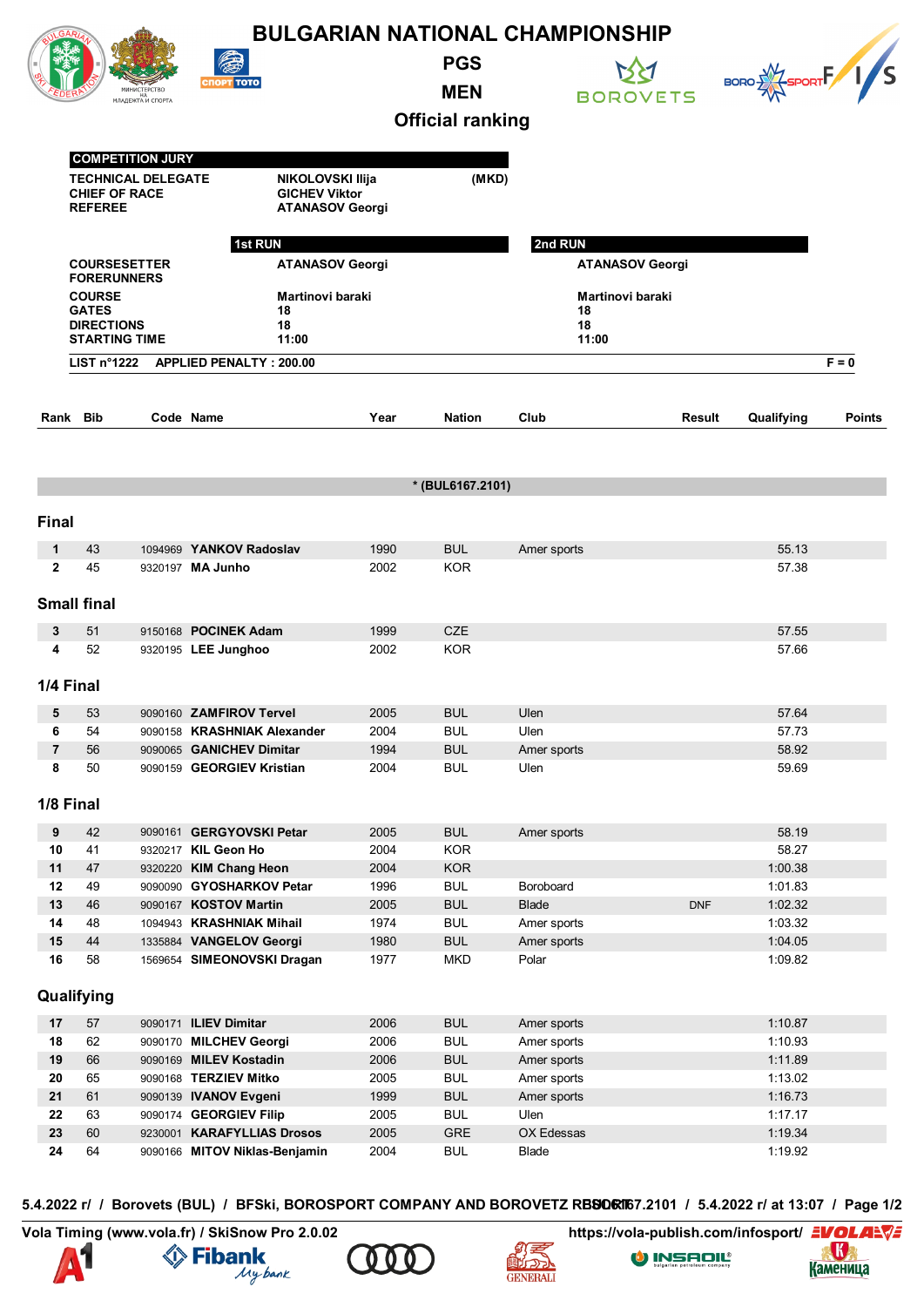# BULGARIAN NATIONAL CHAMPIONSHIP

## PGS

## MEN

## Official ranking

| COMPETITION JURY | | |
|---|---|---|
| TECHNICAL DELEGATE | NIKOLOVSKI Ilija | (MKD) |
| CHIEF OF RACE | GICHEV Viktor | |
| REFEREE | ATANASOV Georgi | |

| | 1st RUN | 2nd RUN |
|---|---|---|
| COURSESETTER | ATANASOV Georgi | ATANASOV Georgi |
| FORERUNNERS | | |
| COURSE | Martinovi baraki | Martinovi baraki |
| GATES | 18 | 18 |
| DIRECTIONS | 18 | 18 |
| STARTING TIME | 11:00 | 11:00 |

LIST n°1222 APPLIED PENALTY : 200.00 F = 0

* (BUL6167.2101)

| Rank | Bib | Code | Name | Year | Nation | Club | Result | Qualifying | Points |
|---|---|---|---|---|---|---|---|---|---|
| **Final** | | | | | | | | | |
| 1 | 43 | 1094969 | **YANKOV Radoslav** | 1990 | BUL | Amer sports | | 55.13 | |
| 2 | 45 | 9320197 | **MA Junho** | 2002 | KOR | | | 57.38 | |
| **Small final** | | | | | | | | | |
| 3 | 51 | 9150168 | **POCINEK Adam** | 1999 | CZE | | | 57.55 | |
| 4 | 52 | 9320195 | **LEE Junghoo** | 2002 | KOR | | | 57.66 | |
| **1/4 Final** | | | | | | | | | |
| 5 | 53 | 9090160 | **ZAMFIROV Tervel** | 2005 | BUL | Ulen | | 57.64 | |
| 6 | 54 | 9090158 | **KRASHNIAK Alexander** | 2004 | BUL | Ulen | | 57.73 | |
| 7 | 56 | 9090065 | **GANICHEV Dimitar** | 1994 | BUL | Amer sports | | 58.92 | |
| 8 | 50 | 9090159 | **GEORGIEV Kristian** | 2004 | BUL | Ulen | | 59.69 | |
| **1/8 Final** | | | | | | | | | |
| 9 | 42 | 9090161 | **GERGYOVSKI Petar** | 2005 | BUL | Amer sports | | 58.19 | |
| 10 | 41 | 9320217 | **KIL Geon Ho** | 2004 | KOR | | | 58.27 | |
| 11 | 47 | 9320220 | **KIM Chang Heon** | 2004 | KOR | | | 1:00.38 | |
| 12 | 49 | 9090090 | **GYOSHARKOV Petar** | 1996 | BUL | Boroboard | | 1:01.83 | |
| 13 | 46 | 9090167 | **KOSTOV Martin** | 2005 | BUL | Blade | DNF | 1:02.32 | |
| 14 | 48 | 1094943 | **KRASHNIAK Mihail** | 1974 | BUL | Amer sports | | 1:03.32 | |
| 15 | 44 | 1335884 | **VANGELOV Georgi** | 1980 | BUL | Amer sports | | 1:04.05 | |
| 16 | 58 | 1569654 | **SIMEONOVSKI Dragan** | 1977 | MKD | Polar | | 1:09.82 | |
| **Qualifying** | | | | | | | | | |
| 17 | 57 | 9090171 | **ILIEV Dimitar** | 2006 | BUL | Amer sports | | 1:10.87 | |
| 18 | 62 | 9090170 | **MILCHEV Georgi** | 2006 | BUL | Amer sports | | 1:10.93 | |
| 19 | 66 | 9090169 | **MILEV Kostadin** | 2006 | BUL | Amer sports | | 1:11.89 | |
| 20 | 65 | 9090168 | **TERZIEV Mitko** | 2005 | BUL | Amer sports | | 1:13.02 | |
| 21 | 61 | 9090139 | **IVANOV Evgeni** | 1999 | BUL | Amer sports | | 1:16.73 | |
| 22 | 63 | 9090174 | **GEORGIEV Filip** | 2005 | BUL | Ulen | | 1:17.17 | |
| 23 | 60 | 9230001 | **KARAFYLLIAS Drosos** | 2005 | GRE | OX Edessas | | 1:19.34 | |
| 24 | 64 | 9090166 | **MITOV Niklas-Benjamin** | 2004 | BUL | Blade | | 1:19.92 | |

5.4.2022 г/ / Borovets (BUL) / BFSki, BOROSPORT COMPANY AND BOROVETZ RESORT / BUL6167.2101 / 5.4.2022 г/ at 13:07

Vola Timing (www.vola.fr) / SkiSnow Pro 2.0.02 https://vola-publish.com/infosport/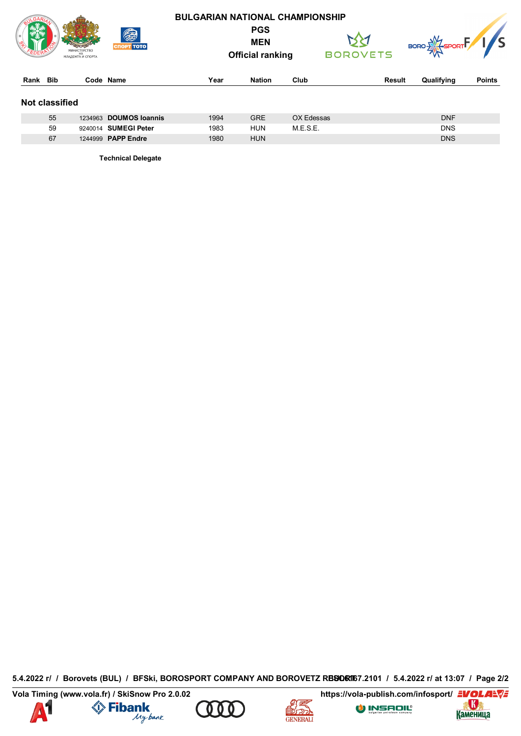# BULGARIAN NATIONAL CHAMPIONSHIP

PGS
MEN
Official ranking

| Rank | Bib | Code | Name | Year | Nation | Club | Result | Qualifying | Points |
|---|---|---|---|---|---|---|---|---|---|

## Not classified

| Rank | Bib | Code | Name | Year | Nation | Club | Result | Qualifying | Points |
|---|---|---|---|---|---|---|---|---|---|
| | 55 | 1234963 | **DOUMOS Ioannis** | 1994 | GRE | OX Edessas | | DNF | |
| | 59 | 9240014 | **SUMEGI Peter** | 1983 | HUN | M.E.S.E. | | DNS | |
| | 67 | 1244999 | **PAPP Endre** | 1980 | HUN | | | DNS | |

**Technical Delegate**

5.4.2022 г/ / Borovets (BUL) / BFSki, BOROSPORT COMPANY AND BOROVETZ RESORT 6067.2101 / 5.4.2022 г/ at 13:07

Vola Timing (www.vola.fr) / SkiSnow Pro 2.0.02

https://vola-publish.com/infosport/